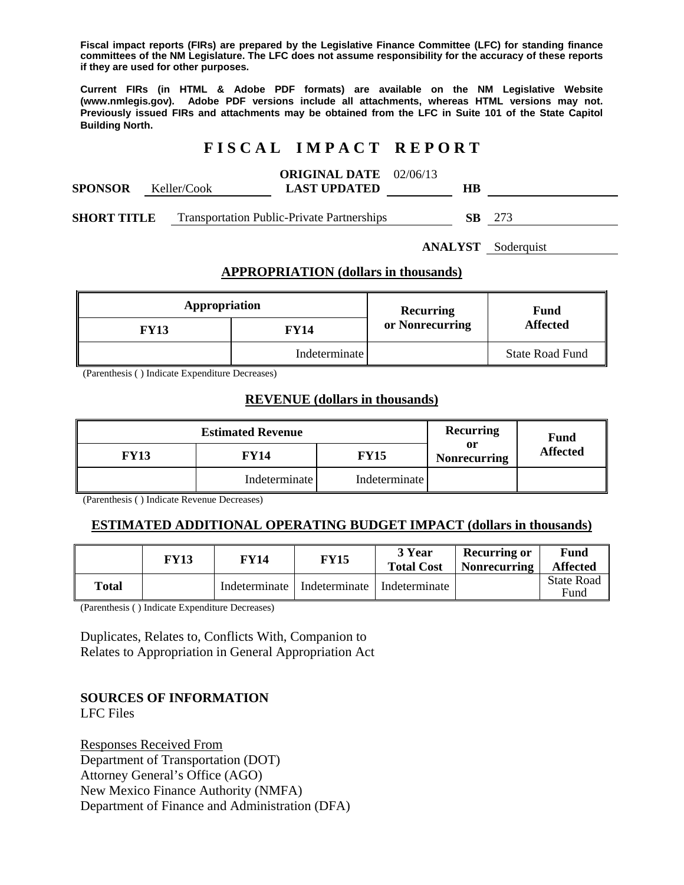**Fiscal impact reports (FIRs) are prepared by the Legislative Finance Committee (LFC) for standing finance committees of the NM Legislature. The LFC does not assume responsibility for the accuracy of these reports if they are used for other purposes.**

**Current FIRs (in HTML & Adobe PDF formats) are available on the NM Legislative Website (www.nmlegis.gov). Adobe PDF versions include all attachments, whereas HTML versions may not. Previously issued FIRs and attachments may be obtained from the LFC in Suite 101 of the State Capitol Building North.**

# F I S C A L   I M P A C T   R E P O R T

**SPONSOR** Keller/Cook | **ORIGINAL DATE** 02/06/13 | **LAST UPDATED** | **HB**

**SHORT TITLE** Transportation Public-Private Partnerships | **SB** 273

**ANALYST** Soderquist

## APPROPRIATION (dollars in thousands)

| Appropriation | | Recurring or Nonrecurring | Fund Affected |
|---|---|---|---|
| **FY13** | **FY14** | | |
| | Indeterminate | | State Road Fund |

(Parenthesis ( ) Indicate Expenditure Decreases)

## REVENUE (dollars in thousands)

| Estimated Revenue | | | Recurring or Nonrecurring | Fund Affected |
|---|---|---|---|---|
| **FY13** | **FY14** | **FY15** | | |
| | Indeterminate | Indeterminate | | |

(Parenthesis ( ) Indicate Revenue Decreases)

## ESTIMATED ADDITIONAL OPERATING BUDGET IMPACT (dollars in thousands)

| | FY13 | FY14 | FY15 | 3 Year Total Cost | Recurring or Nonrecurring | Fund Affected |
|---|---|---|---|---|---|---|
| **Total** | | Indeterminate | Indeterminate | Indeterminate | | State Road Fund |

(Parenthesis ( ) Indicate Expenditure Decreases)

Duplicates, Relates to, Conflicts With, Companion to
Relates to Appropriation in General Appropriation Act

**SOURCES OF INFORMATION**
LFC Files

Responses Received From
Department of Transportation (DOT)
Attorney General's Office (AGO)
New Mexico Finance Authority (NMFA)
Department of Finance and Administration (DFA)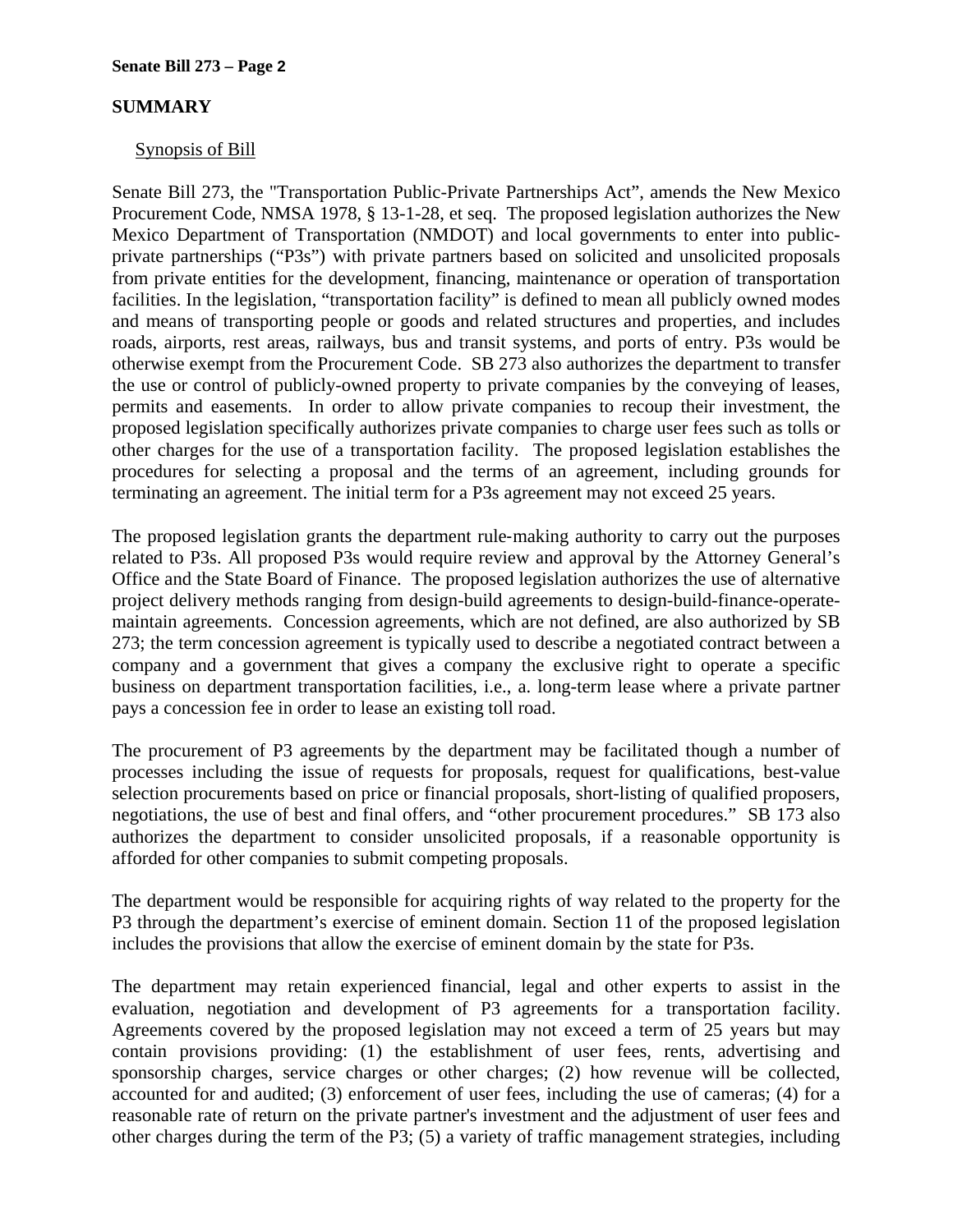## SUMMARY

Synopsis of Bill

Senate Bill 273, the "Transportation Public-Private Partnerships Act", amends the New Mexico Procurement Code, NMSA 1978, § 13-1-28, et seq. The proposed legislation authorizes the New Mexico Department of Transportation (NMDOT) and local governments to enter into public-private partnerships ("P3s") with private partners based on solicited and unsolicited proposals from private entities for the development, financing, maintenance or operation of transportation facilities. In the legislation, "transportation facility" is defined to mean all publicly owned modes and means of transporting people or goods and related structures and properties, and includes roads, airports, rest areas, railways, bus and transit systems, and ports of entry. P3s would be otherwise exempt from the Procurement Code. SB 273 also authorizes the department to transfer the use or control of publicly-owned property to private companies by the conveying of leases, permits and easements. In order to allow private companies to recoup their investment, the proposed legislation specifically authorizes private companies to charge user fees such as tolls or other charges for the use of a transportation facility. The proposed legislation establishes the procedures for selecting a proposal and the terms of an agreement, including grounds for terminating an agreement. The initial term for a P3s agreement may not exceed 25 years.

The proposed legislation grants the department rule-making authority to carry out the purposes related to P3s. All proposed P3s would require review and approval by the Attorney General's Office and the State Board of Finance. The proposed legislation authorizes the use of alternative project delivery methods ranging from design-build agreements to design-build-finance-operate-maintain agreements. Concession agreements, which are not defined, are also authorized by SB 273; the term concession agreement is typically used to describe a negotiated contract between a company and a government that gives a company the exclusive right to operate a specific business on department transportation facilities, i.e., a. long-term lease where a private partner pays a concession fee in order to lease an existing toll road.

The procurement of P3 agreements by the department may be facilitated though a number of processes including the issue of requests for proposals, request for qualifications, best-value selection procurements based on price or financial proposals, short-listing of qualified proposers, negotiations, the use of best and final offers, and "other procurement procedures." SB 173 also authorizes the department to consider unsolicited proposals, if a reasonable opportunity is afforded for other companies to submit competing proposals.

The department would be responsible for acquiring rights of way related to the property for the P3 through the department's exercise of eminent domain. Section 11 of the proposed legislation includes the provisions that allow the exercise of eminent domain by the state for P3s.

The department may retain experienced financial, legal and other experts to assist in the evaluation, negotiation and development of P3 agreements for a transportation facility. Agreements covered by the proposed legislation may not exceed a term of 25 years but may contain provisions providing: (1) the establishment of user fees, rents, advertising and sponsorship charges, service charges or other charges; (2) how revenue will be collected, accounted for and audited; (3) enforcement of user fees, including the use of cameras; (4) for a reasonable rate of return on the private partner's investment and the adjustment of user fees and other charges during the term of the P3; (5) a variety of traffic management strategies, including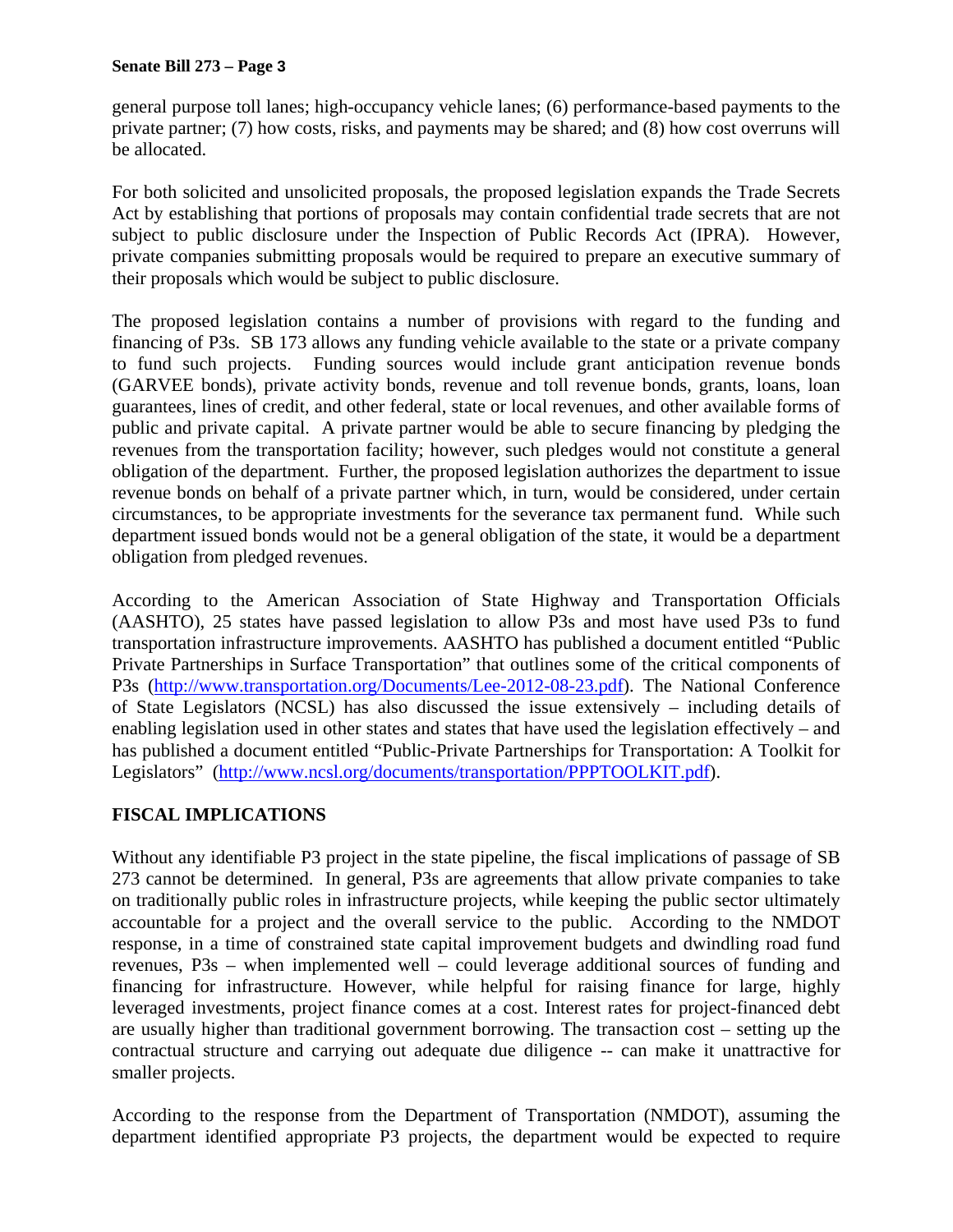general purpose toll lanes; high-occupancy vehicle lanes; (6) performance-based payments to the private partner; (7) how costs, risks, and payments may be shared; and (8) how cost overruns will be allocated.

For both solicited and unsolicited proposals, the proposed legislation expands the Trade Secrets Act by establishing that portions of proposals may contain confidential trade secrets that are not subject to public disclosure under the Inspection of Public Records Act (IPRA). However, private companies submitting proposals would be required to prepare an executive summary of their proposals which would be subject to public disclosure.

The proposed legislation contains a number of provisions with regard to the funding and financing of P3s. SB 173 allows any funding vehicle available to the state or a private company to fund such projects. Funding sources would include grant anticipation revenue bonds (GARVEE bonds), private activity bonds, revenue and toll revenue bonds, grants, loans, loan guarantees, lines of credit, and other federal, state or local revenues, and other available forms of public and private capital. A private partner would be able to secure financing by pledging the revenues from the transportation facility; however, such pledges would not constitute a general obligation of the department. Further, the proposed legislation authorizes the department to issue revenue bonds on behalf of a private partner which, in turn, would be considered, under certain circumstances, to be appropriate investments for the severance tax permanent fund. While such department issued bonds would not be a general obligation of the state, it would be a department obligation from pledged revenues.

According to the American Association of State Highway and Transportation Officials (AASHTO), 25 states have passed legislation to allow P3s and most have used P3s to fund transportation infrastructure improvements. AASHTO has published a document entitled "Public Private Partnerships in Surface Transportation" that outlines some of the critical components of P3s (http://www.transportation.org/Documents/Lee-2012-08-23.pdf). The National Conference of State Legislators (NCSL) has also discussed the issue extensively – including details of enabling legislation used in other states and states that have used the legislation effectively – and has published a document entitled "Public-Private Partnerships for Transportation: A Toolkit for Legislators" (http://www.ncsl.org/documents/transportation/PPPTOOLKIT.pdf).

## FISCAL IMPLICATIONS

Without any identifiable P3 project in the state pipeline, the fiscal implications of passage of SB 273 cannot be determined. In general, P3s are agreements that allow private companies to take on traditionally public roles in infrastructure projects, while keeping the public sector ultimately accountable for a project and the overall service to the public. According to the NMDOT response, in a time of constrained state capital improvement budgets and dwindling road fund revenues, P3s – when implemented well – could leverage additional sources of funding and financing for infrastructure. However, while helpful for raising finance for large, highly leveraged investments, project finance comes at a cost. Interest rates for project-financed debt are usually higher than traditional government borrowing. The transaction cost – setting up the contractual structure and carrying out adequate due diligence -- can make it unattractive for smaller projects.

According to the response from the Department of Transportation (NMDOT), assuming the department identified appropriate P3 projects, the department would be expected to require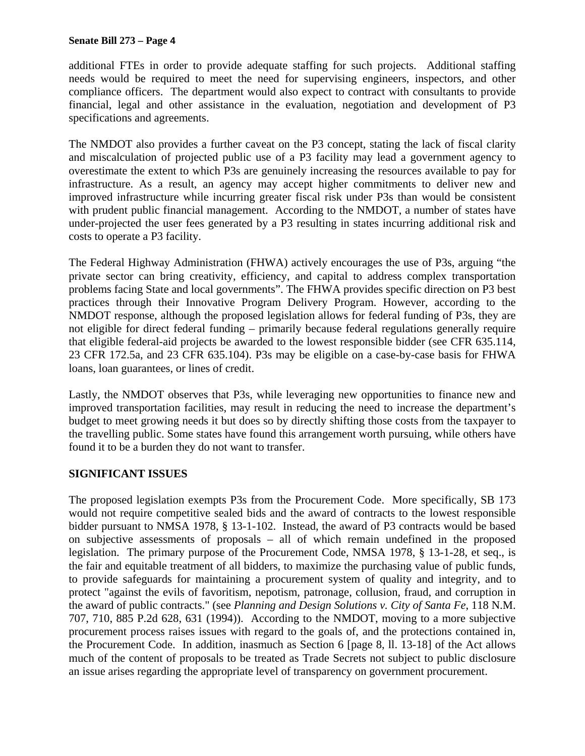additional FTEs in order to provide adequate staffing for such projects. Additional staffing needs would be required to meet the need for supervising engineers, inspectors, and other compliance officers. The department would also expect to contract with consultants to provide financial, legal and other assistance in the evaluation, negotiation and development of P3 specifications and agreements.

The NMDOT also provides a further caveat on the P3 concept, stating the lack of fiscal clarity and miscalculation of projected public use of a P3 facility may lead a government agency to overestimate the extent to which P3s are genuinely increasing the resources available to pay for infrastructure. As a result, an agency may accept higher commitments to deliver new and improved infrastructure while incurring greater fiscal risk under P3s than would be consistent with prudent public financial management. According to the NMDOT, a number of states have under-projected the user fees generated by a P3 resulting in states incurring additional risk and costs to operate a P3 facility.

The Federal Highway Administration (FHWA) actively encourages the use of P3s, arguing "the private sector can bring creativity, efficiency, and capital to address complex transportation problems facing State and local governments". The FHWA provides specific direction on P3 best practices through their Innovative Program Delivery Program. However, according to the NMDOT response, although the proposed legislation allows for federal funding of P3s, they are not eligible for direct federal funding – primarily because federal regulations generally require that eligible federal-aid projects be awarded to the lowest responsible bidder (see CFR 635.114, 23 CFR 172.5a, and 23 CFR 635.104). P3s may be eligible on a case-by-case basis for FHWA loans, loan guarantees, or lines of credit.

Lastly, the NMDOT observes that P3s, while leveraging new opportunities to finance new and improved transportation facilities, may result in reducing the need to increase the department's budget to meet growing needs it but does so by directly shifting those costs from the taxpayer to the travelling public. Some states have found this arrangement worth pursuing, while others have found it to be a burden they do not want to transfer.

## SIGNIFICANT ISSUES

The proposed legislation exempts P3s from the Procurement Code. More specifically, SB 173 would not require competitive sealed bids and the award of contracts to the lowest responsible bidder pursuant to NMSA 1978, § 13-1-102. Instead, the award of P3 contracts would be based on subjective assessments of proposals – all of which remain undefined in the proposed legislation. The primary purpose of the Procurement Code, NMSA 1978, § 13-1-28, et seq., is the fair and equitable treatment of all bidders, to maximize the purchasing value of public funds, to provide safeguards for maintaining a procurement system of quality and integrity, and to protect "against the evils of favoritism, nepotism, patronage, collusion, fraud, and corruption in the award of public contracts." (see *Planning and Design Solutions v. City of Santa Fe*, 118 N.M. 707, 710, 885 P.2d 628, 631 (1994)). According to the NMDOT, moving to a more subjective procurement process raises issues with regard to the goals of, and the protections contained in, the Procurement Code. In addition, inasmuch as Section 6 [page 8, ll. 13-18] of the Act allows much of the content of proposals to be treated as Trade Secrets not subject to public disclosure an issue arises regarding the appropriate level of transparency on government procurement.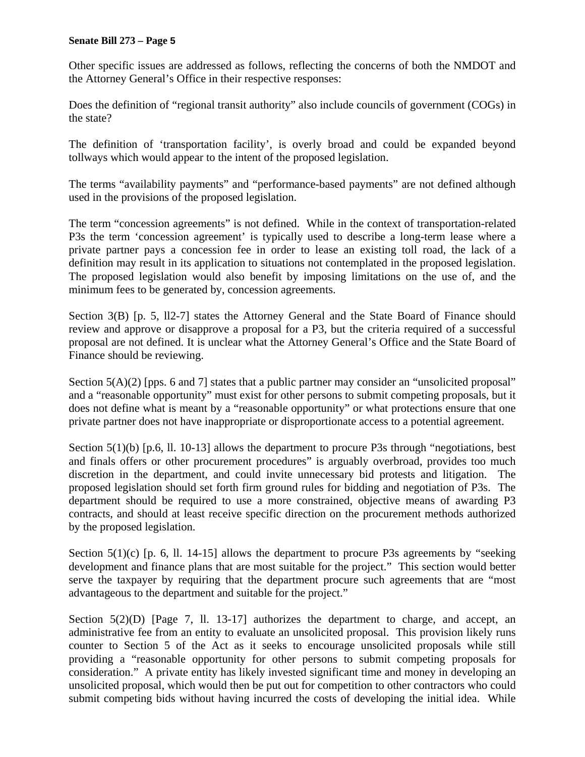Other specific issues are addressed as follows, reflecting the concerns of both the NMDOT and the Attorney General's Office in their respective responses:

Does the definition of "regional transit authority" also include councils of government (COGs) in the state?

The definition of 'transportation facility', is overly broad and could be expanded beyond tollways which would appear to the intent of the proposed legislation.

The terms "availability payments" and "performance-based payments" are not defined although used in the provisions of the proposed legislation.

The term "concession agreements" is not defined. While in the context of transportation-related P3s the term 'concession agreement' is typically used to describe a long-term lease where a private partner pays a concession fee in order to lease an existing toll road, the lack of a definition may result in its application to situations not contemplated in the proposed legislation. The proposed legislation would also benefit by imposing limitations on the use of, and the minimum fees to be generated by, concession agreements.

Section 3(B) [p. 5, ll2-7] states the Attorney General and the State Board of Finance should review and approve or disapprove a proposal for a P3, but the criteria required of a successful proposal are not defined. It is unclear what the Attorney General's Office and the State Board of Finance should be reviewing.

Section 5(A)(2) [pps. 6 and 7] states that a public partner may consider an "unsolicited proposal" and a "reasonable opportunity" must exist for other persons to submit competing proposals, but it does not define what is meant by a "reasonable opportunity" or what protections ensure that one private partner does not have inappropriate or disproportionate access to a potential agreement.

Section 5(1)(b) [p.6, ll. 10-13] allows the department to procure P3s through "negotiations, best and finals offers or other procurement procedures" is arguably overbroad, provides too much discretion in the department, and could invite unnecessary bid protests and litigation. The proposed legislation should set forth firm ground rules for bidding and negotiation of P3s. The department should be required to use a more constrained, objective means of awarding P3 contracts, and should at least receive specific direction on the procurement methods authorized by the proposed legislation.

Section 5(1)(c) [p. 6, ll. 14-15] allows the department to procure P3s agreements by "seeking development and finance plans that are most suitable for the project." This section would better serve the taxpayer by requiring that the department procure such agreements that are "most advantageous to the department and suitable for the project."

Section 5(2)(D) [Page 7, ll. 13-17] authorizes the department to charge, and accept, an administrative fee from an entity to evaluate an unsolicited proposal. This provision likely runs counter to Section 5 of the Act as it seeks to encourage unsolicited proposals while still providing a "reasonable opportunity for other persons to submit competing proposals for consideration." A private entity has likely invested significant time and money in developing an unsolicited proposal, which would then be put out for competition to other contractors who could submit competing bids without having incurred the costs of developing the initial idea. While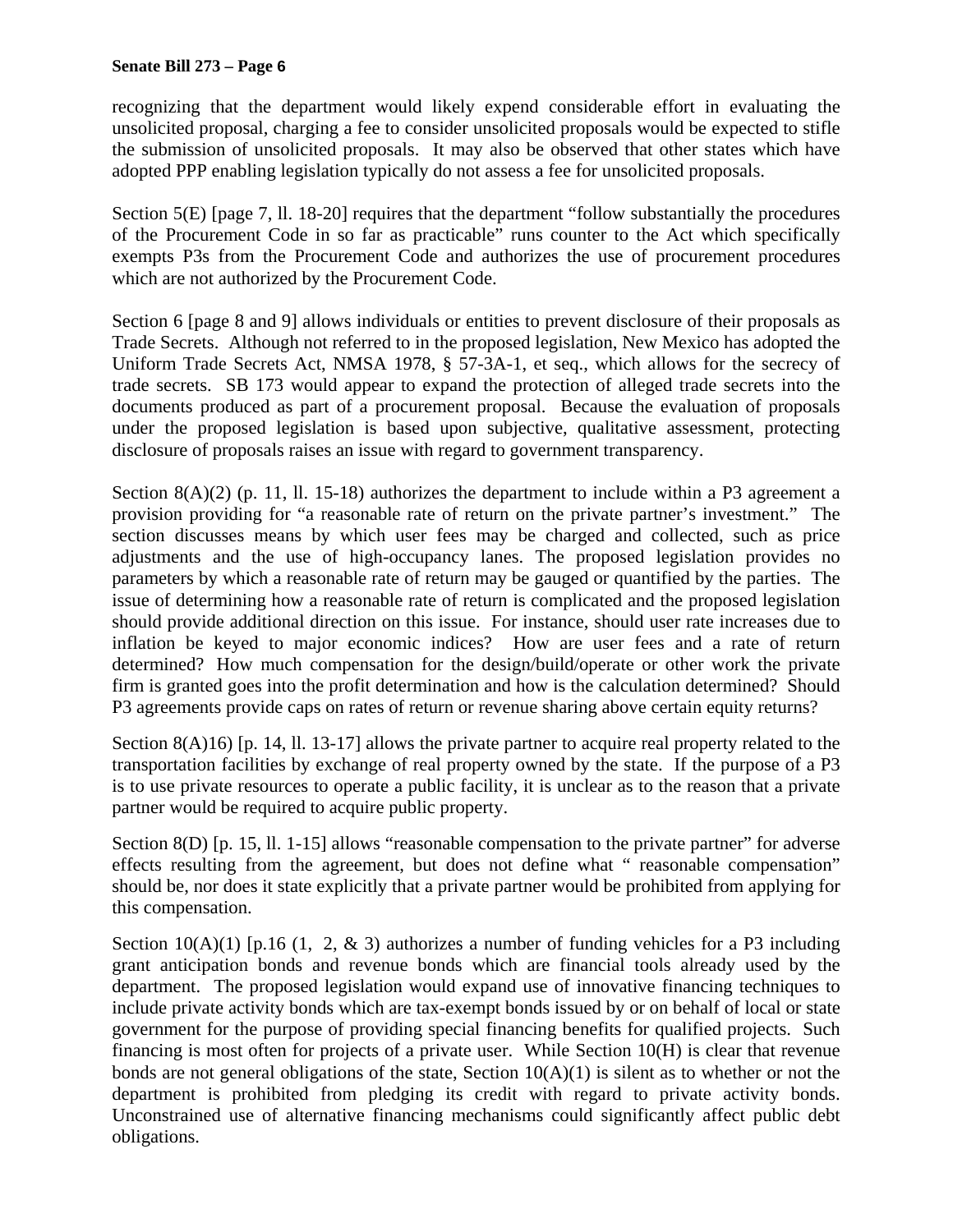recognizing that the department would likely expend considerable effort in evaluating the unsolicited proposal, charging a fee to consider unsolicited proposals would be expected to stifle the submission of unsolicited proposals. It may also be observed that other states which have adopted PPP enabling legislation typically do not assess a fee for unsolicited proposals.

Section 5(E) [page 7, ll. 18-20] requires that the department "follow substantially the procedures of the Procurement Code in so far as practicable" runs counter to the Act which specifically exempts P3s from the Procurement Code and authorizes the use of procurement procedures which are not authorized by the Procurement Code.

Section 6 [page 8 and 9] allows individuals or entities to prevent disclosure of their proposals as Trade Secrets. Although not referred to in the proposed legislation, New Mexico has adopted the Uniform Trade Secrets Act, NMSA 1978, § 57-3A-1, et seq., which allows for the secrecy of trade secrets. SB 173 would appear to expand the protection of alleged trade secrets into the documents produced as part of a procurement proposal. Because the evaluation of proposals under the proposed legislation is based upon subjective, qualitative assessment, protecting disclosure of proposals raises an issue with regard to government transparency.

Section 8(A)(2) (p. 11, ll. 15-18) authorizes the department to include within a P3 agreement a provision providing for "a reasonable rate of return on the private partner's investment." The section discusses means by which user fees may be charged and collected, such as price adjustments and the use of high-occupancy lanes. The proposed legislation provides no parameters by which a reasonable rate of return may be gauged or quantified by the parties. The issue of determining how a reasonable rate of return is complicated and the proposed legislation should provide additional direction on this issue. For instance, should user rate increases due to inflation be keyed to major economic indices? How are user fees and a rate of return determined? How much compensation for the design/build/operate or other work the private firm is granted goes into the profit determination and how is the calculation determined? Should P3 agreements provide caps on rates of return or revenue sharing above certain equity returns?

Section 8(A)16) [p. 14, ll. 13-17] allows the private partner to acquire real property related to the transportation facilities by exchange of real property owned by the state. If the purpose of a P3 is to use private resources to operate a public facility, it is unclear as to the reason that a private partner would be required to acquire public property.

Section 8(D) [p. 15, ll. 1-15] allows "reasonable compensation to the private partner" for adverse effects resulting from the agreement, but does not define what " reasonable compensation" should be, nor does it state explicitly that a private partner would be prohibited from applying for this compensation.

Section 10(A)(1) [p.16 (1, 2, & 3) authorizes a number of funding vehicles for a P3 including grant anticipation bonds and revenue bonds which are financial tools already used by the department. The proposed legislation would expand use of innovative financing techniques to include private activity bonds which are tax-exempt bonds issued by or on behalf of local or state government for the purpose of providing special financing benefits for qualified projects. Such financing is most often for projects of a private user. While Section 10(H) is clear that revenue bonds are not general obligations of the state, Section 10(A)(1) is silent as to whether or not the department is prohibited from pledging its credit with regard to private activity bonds. Unconstrained use of alternative financing mechanisms could significantly affect public debt obligations.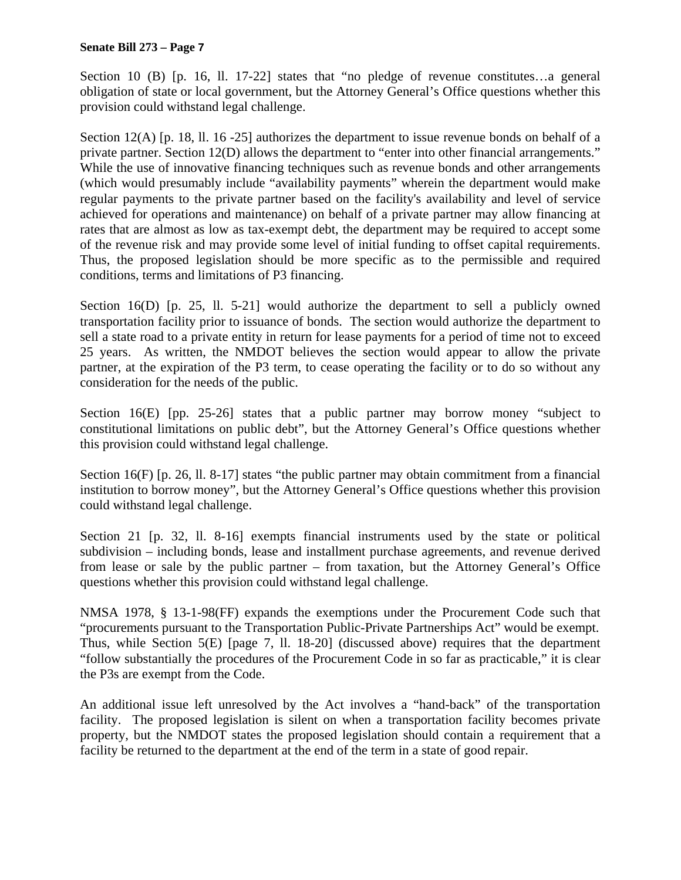Section 10 (B) [p. 16, ll. 17-22] states that "no pledge of revenue constitutes…a general obligation of state or local government, but the Attorney General's Office questions whether this provision could withstand legal challenge.

Section 12(A) [p. 18, ll. 16 -25] authorizes the department to issue revenue bonds on behalf of a private partner. Section 12(D) allows the department to "enter into other financial arrangements." While the use of innovative financing techniques such as revenue bonds and other arrangements (which would presumably include "availability payments" wherein the department would make regular payments to the private partner based on the facility's availability and level of service achieved for operations and maintenance) on behalf of a private partner may allow financing at rates that are almost as low as tax-exempt debt, the department may be required to accept some of the revenue risk and may provide some level of initial funding to offset capital requirements. Thus, the proposed legislation should be more specific as to the permissible and required conditions, terms and limitations of P3 financing.

Section 16(D) [p. 25, ll. 5-21] would authorize the department to sell a publicly owned transportation facility prior to issuance of bonds. The section would authorize the department to sell a state road to a private entity in return for lease payments for a period of time not to exceed 25 years. As written, the NMDOT believes the section would appear to allow the private partner, at the expiration of the P3 term, to cease operating the facility or to do so without any consideration for the needs of the public.

Section 16(E) [pp. 25-26] states that a public partner may borrow money "subject to constitutional limitations on public debt", but the Attorney General's Office questions whether this provision could withstand legal challenge.

Section 16(F) [p. 26, ll. 8-17] states "the public partner may obtain commitment from a financial institution to borrow money", but the Attorney General's Office questions whether this provision could withstand legal challenge.

Section 21 [p. 32, ll. 8-16] exempts financial instruments used by the state or political subdivision – including bonds, lease and installment purchase agreements, and revenue derived from lease or sale by the public partner – from taxation, but the Attorney General's Office questions whether this provision could withstand legal challenge.

NMSA 1978, § 13-1-98(FF) expands the exemptions under the Procurement Code such that "procurements pursuant to the Transportation Public-Private Partnerships Act" would be exempt. Thus, while Section 5(E) [page 7, ll. 18-20] (discussed above) requires that the department "follow substantially the procedures of the Procurement Code in so far as practicable," it is clear the P3s are exempt from the Code.

An additional issue left unresolved by the Act involves a "hand-back" of the transportation facility. The proposed legislation is silent on when a transportation facility becomes private property, but the NMDOT states the proposed legislation should contain a requirement that a facility be returned to the department at the end of the term in a state of good repair.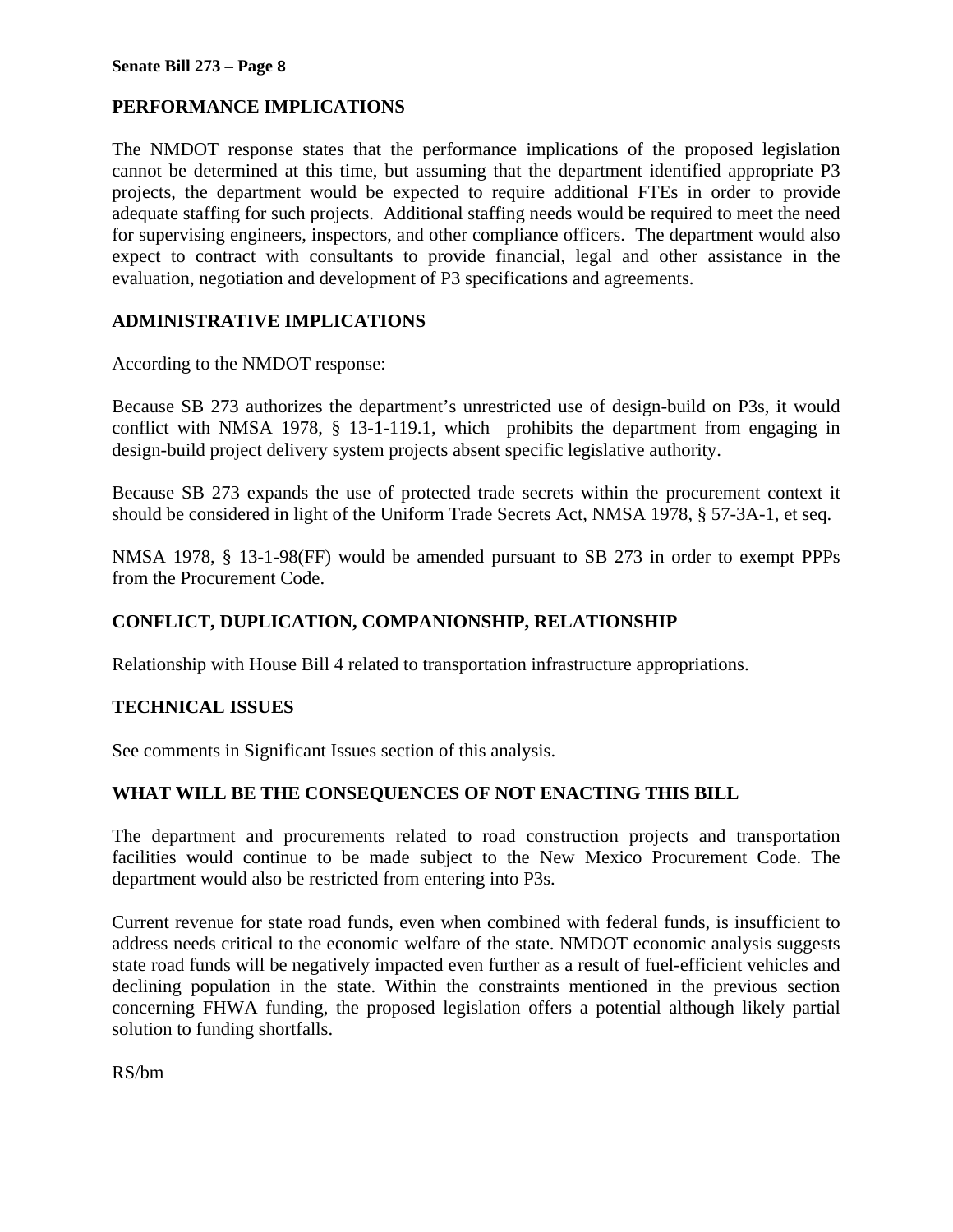## PERFORMANCE IMPLICATIONS

The NMDOT response states that the performance implications of the proposed legislation cannot be determined at this time, but assuming that the department identified appropriate P3 projects, the department would be expected to require additional FTEs in order to provide adequate staffing for such projects. Additional staffing needs would be required to meet the need for supervising engineers, inspectors, and other compliance officers. The department would also expect to contract with consultants to provide financial, legal and other assistance in the evaluation, negotiation and development of P3 specifications and agreements.

## ADMINISTRATIVE IMPLICATIONS

According to the NMDOT response:

Because SB 273 authorizes the department's unrestricted use of design-build on P3s, it would conflict with NMSA 1978, § 13-1-119.1, which prohibits the department from engaging in design-build project delivery system projects absent specific legislative authority.

Because SB 273 expands the use of protected trade secrets within the procurement context it should be considered in light of the Uniform Trade Secrets Act, NMSA 1978, § 57-3A-1, et seq.

NMSA 1978, § 13-1-98(FF) would be amended pursuant to SB 273 in order to exempt PPPs from the Procurement Code.

## CONFLICT, DUPLICATION, COMPANIONSHIP, RELATIONSHIP

Relationship with House Bill 4 related to transportation infrastructure appropriations.

## TECHNICAL ISSUES

See comments in Significant Issues section of this analysis.

## WHAT WILL BE THE CONSEQUENCES OF NOT ENACTING THIS BILL

The department and procurements related to road construction projects and transportation facilities would continue to be made subject to the New Mexico Procurement Code. The department would also be restricted from entering into P3s.

Current revenue for state road funds, even when combined with federal funds, is insufficient to address needs critical to the economic welfare of the state. NMDOT economic analysis suggests state road funds will be negatively impacted even further as a result of fuel-efficient vehicles and declining population in the state. Within the constraints mentioned in the previous section concerning FHWA funding, the proposed legislation offers a potential although likely partial solution to funding shortfalls.

RS/bm